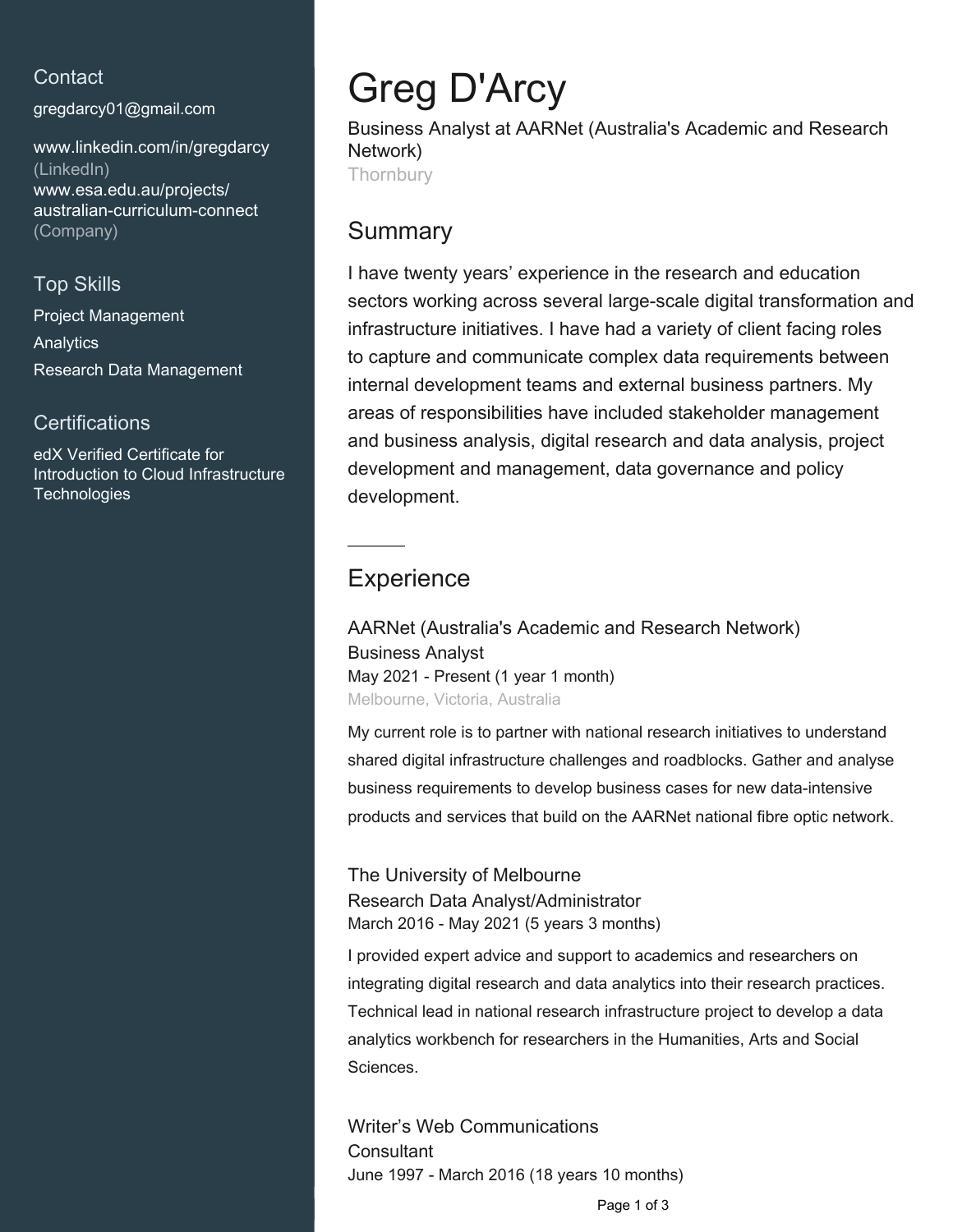## Contact

gregdarcy01@gmail.com

www.linkedin.com/in/gregdarcy (LinkedIn)
www.esa.edu.au/projects/australian-curriculum-connect (Company)

## Top Skills

Project Management
Analytics
Research Data Management

## Certifications

edX Verified Certificate for Introduction to Cloud Infrastructure Technologies

# Greg D'Arcy

Business Analyst at AARNet (Australia's Academic and Research Network)
Thornbury

## Summary

I have twenty years' experience in the research and education sectors working across several large-scale digital transformation and infrastructure initiatives. I have had a variety of client facing roles to capture and communicate complex data requirements between internal development teams and external business partners. My areas of responsibilities have included stakeholder management and business analysis, digital research and data analysis, project development and management, data governance and policy development.

---

## Experience

### AARNet (Australia's Academic and Research Network)

Business Analyst
May 2021 - Present (1 year 1 month)
Melbourne, Victoria, Australia

My current role is to partner with national research initiatives to understand shared digital infrastructure challenges and roadblocks. Gather and analyse business requirements to develop business cases for new data-intensive products and services that build on the AARNet national fibre optic network.

### The University of Melbourne

Research Data Analyst/Administrator
March 2016 - May 2021 (5 years 3 months)

I provided expert advice and support to academics and researchers on integrating digital research and data analytics into their research practices. Technical lead in national research infrastructure project to develop a data analytics workbench for researchers in the Humanities, Arts and Social Sciences.

### Writer's Web Communications

Consultant
June 1997 - March 2016 (18 years 10 months)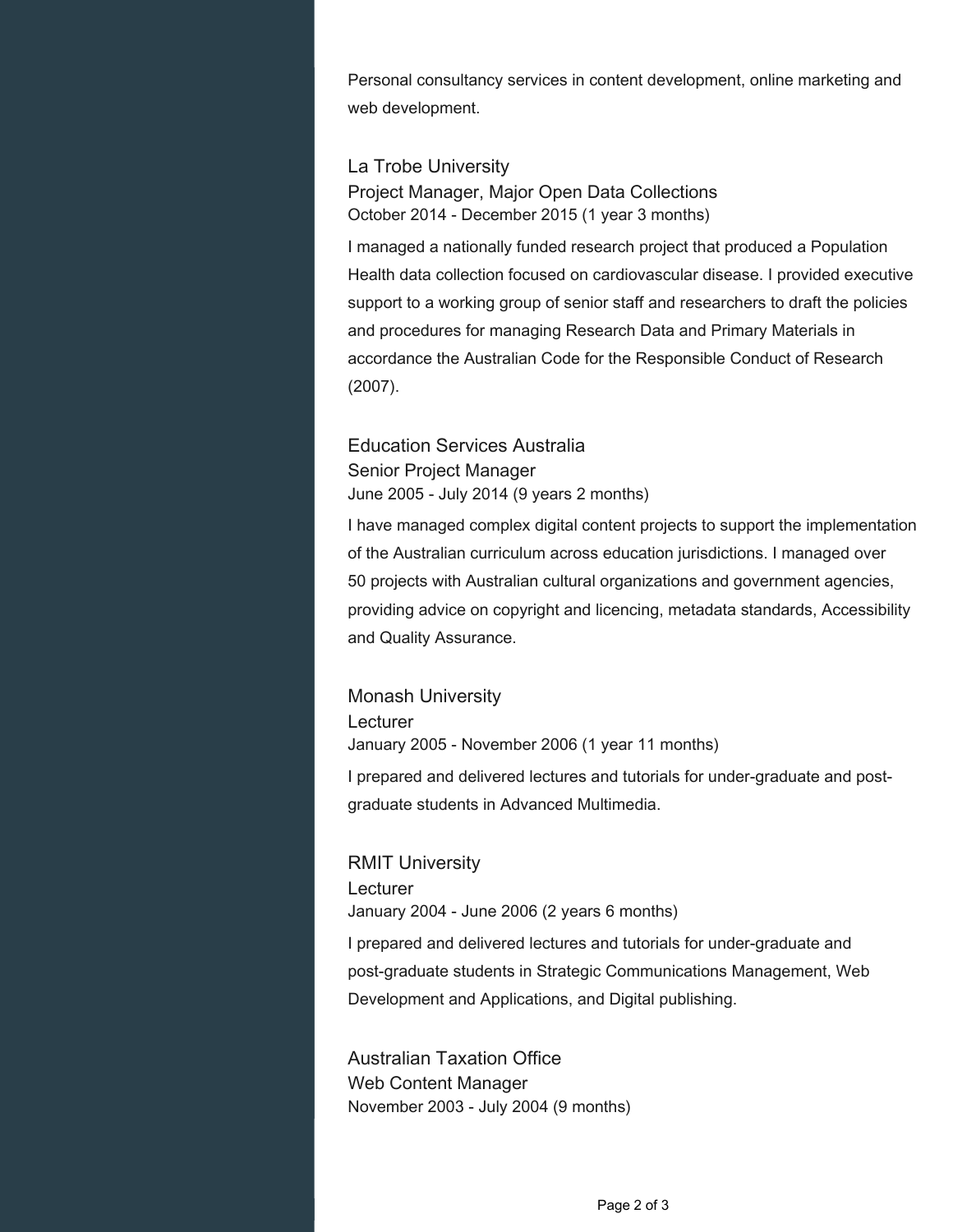Personal consultancy services in content development, online marketing and web development.

### La Trobe University

Project Manager, Major Open Data Collections

October 2014 - December 2015 (1 year 3 months)

I managed a nationally funded research project that produced a Population Health data collection focused on cardiovascular disease. I provided executive support to a working group of senior staff and researchers to draft the policies and procedures for managing Research Data and Primary Materials in accordance the Australian Code for the Responsible Conduct of Research (2007).

### Education Services Australia

Senior Project Manager

June 2005 - July 2014 (9 years 2 months)

I have managed complex digital content projects to support the implementation of the Australian curriculum across education jurisdictions. I managed over 50 projects with Australian cultural organizations and government agencies, providing advice on copyright and licencing, metadata standards, Accessibility and Quality Assurance.

### Monash University

Lecturer

January 2005 - November 2006 (1 year 11 months)

I prepared and delivered lectures and tutorials for under-graduate and post-graduate students in Advanced Multimedia.

### RMIT University

Lecturer

January 2004 - June 2006 (2 years 6 months)

I prepared and delivered lectures and tutorials for under-graduate and post-graduate students in Strategic Communications Management, Web Development and Applications, and Digital publishing.

### Australian Taxation Office

Web Content Manager

November 2003 - July 2004 (9 months)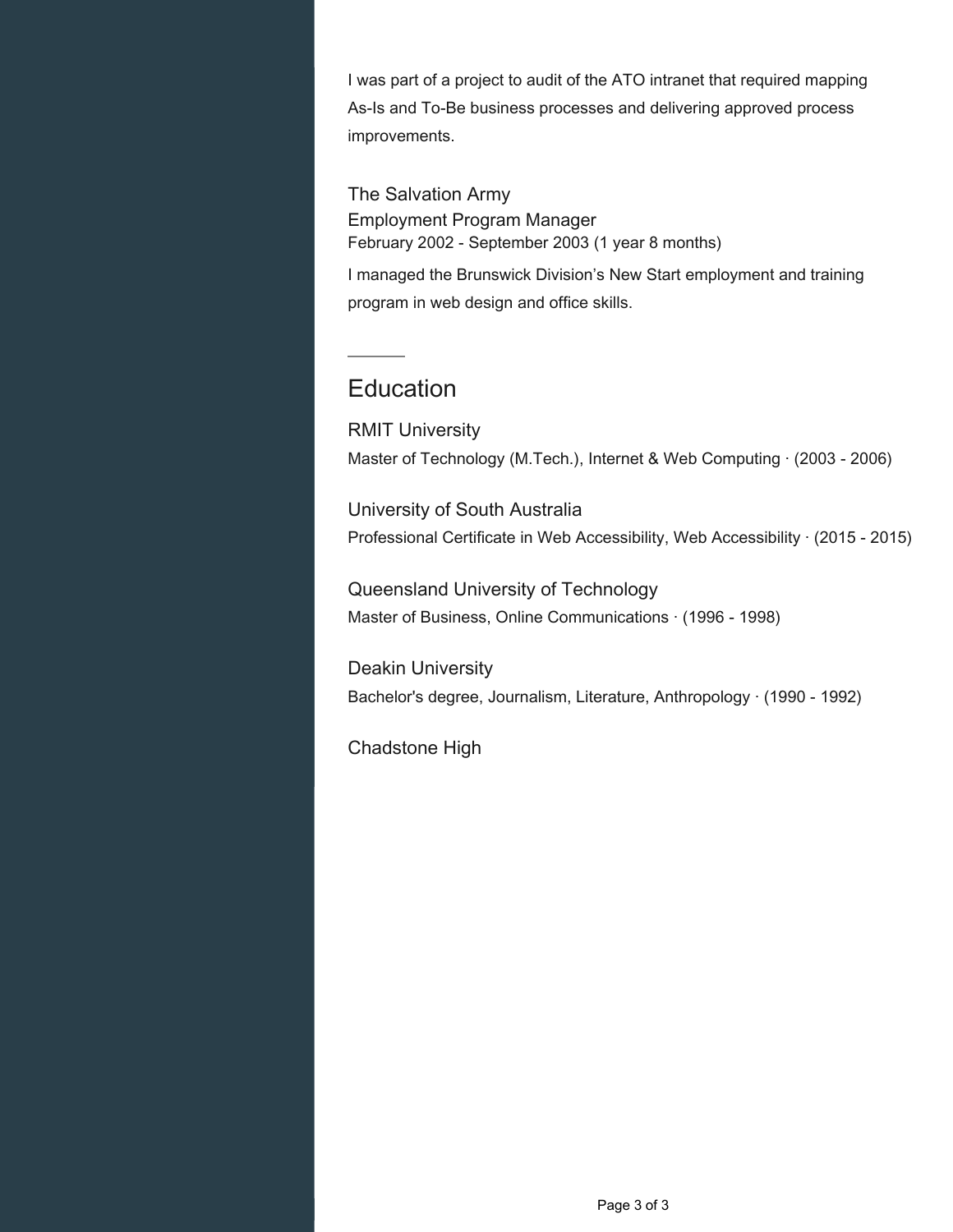I was part of a project to audit of the ATO intranet that required mapping As-Is and To-Be business processes and delivering approved process improvements.

### The Salvation Army

Employment Program Manager

February 2002 - September 2003 (1 year 8 months)

I managed the Brunswick Division’s New Start employment and training program in web design and office skills.

## Education

### RMIT University

Master of Technology (M.Tech.), Internet & Web Computing · (2003 - 2006)

### University of South Australia

Professional Certificate in Web Accessibility, Web Accessibility · (2015 - 2015)

### Queensland University of Technology

Master of Business, Online Communications · (1996 - 1998)

### Deakin University

Bachelor's degree, Journalism, Literature, Anthropology · (1990 - 1992)

### Chadstone High